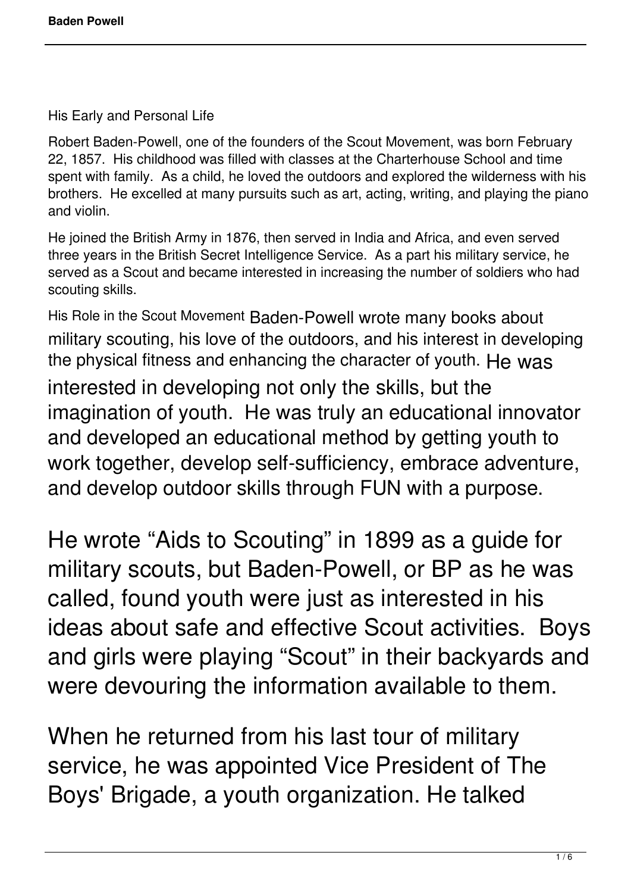## His Early and Personal Life

Robert Baden-Powell, one of the founders of the Scout Movement, was born February 22, 1857. His childhood was filled with classes at the Charterhouse School and time spent with family. As a child, he loved the outdoors and explored the wilderness with his brothers. He excelled at many pursuits such as art, acting, writing, and playing the piano and violin.

He joined the British Army in 1876, then served in India and Africa, and even served three years in the British Secret Intelligence Service. As a part his military service, he served as a Scout and became interested in increasing the number of soldiers who had scouting skills.

## His Role in the Scout Movement

Baden-Powell wrote many books about military scouting, his love of the outdoors, and his interest in developing the physical fitness and enhancing the character of youth. He was interested in developing not only the skills, but the imagination of youth. He was truly an educational innovator and developed an educational method by getting youth to work together, develop self-sufficiency, embrace adventure, and develop outdoor skills through FUN with a purpose.

He wrote "Aids to Scouting" in 1899 as a guide for military scouts, but Baden-Powell, or BP as he was called, found youth were just as interested in his ideas about safe and effective Scout activities. Boys and girls were playing "Scout" in their backyards and were devouring the information available to them.

When he returned from his last tour of military service, he was appointed Vice President of The Boys' Brigade, a youth organization. He talked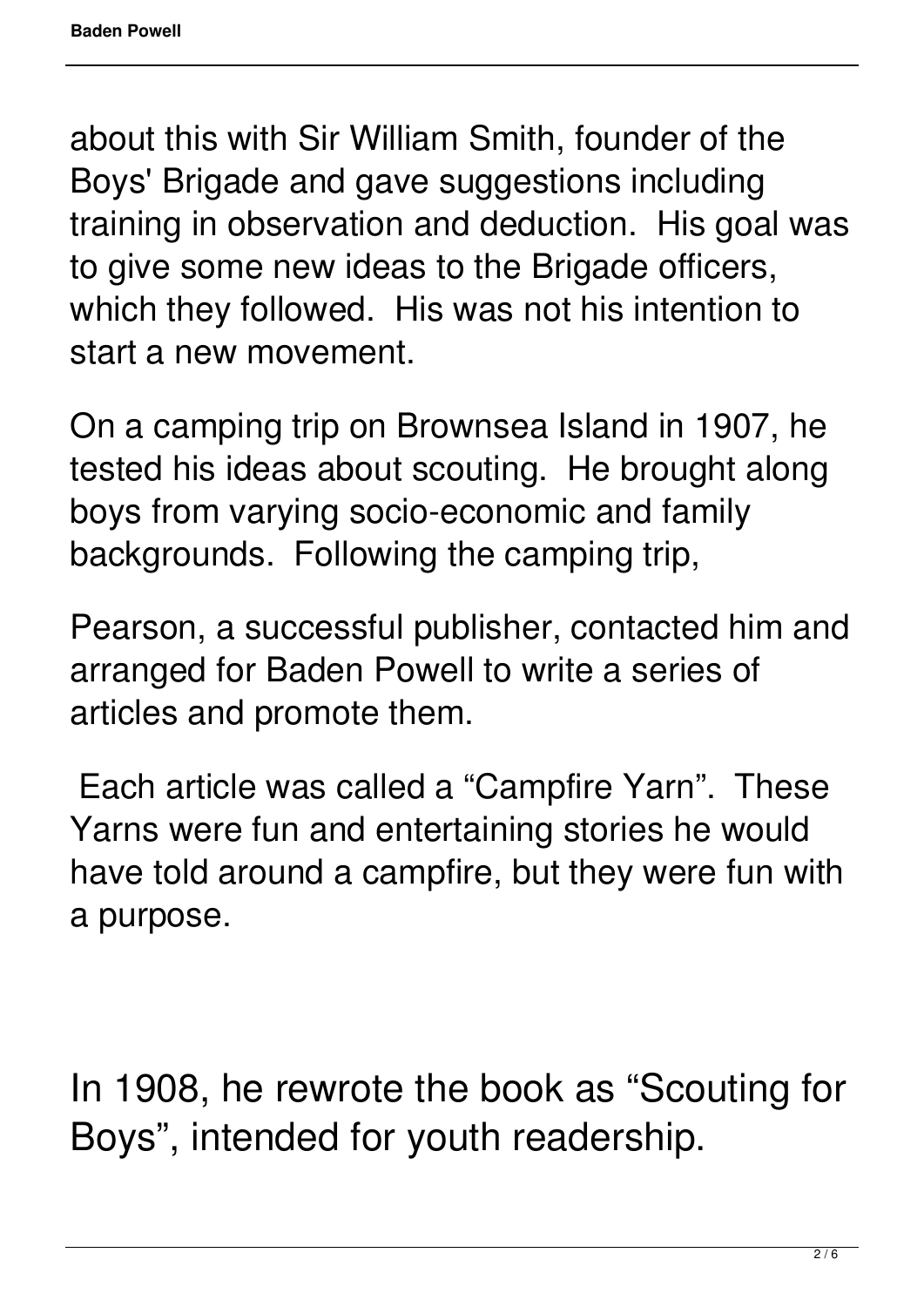about this with Sir William Smith, founder of the Boys' Brigade and gave suggestions including training in observation and deduction.  His goal was to give some new ideas to the Brigade officers, which they followed.  His was not his intention to start a new movement.

On a camping trip on Brownsea Island in 1907, he tested his ideas about scouting.  He brought along boys from varying socio-economic and family backgrounds.  Following the camping trip,

Pearson, a successful publisher, contacted him and arranged for Baden Powell to write a series of articles and promote them.

Each article was called a “Campfire Yarn”.  These Yarns were fun and entertaining stories he would have told around a campfire, but they were fun with a purpose.

In 1908, he rewrote the book as “Scouting for Boys”, intended for youth readership.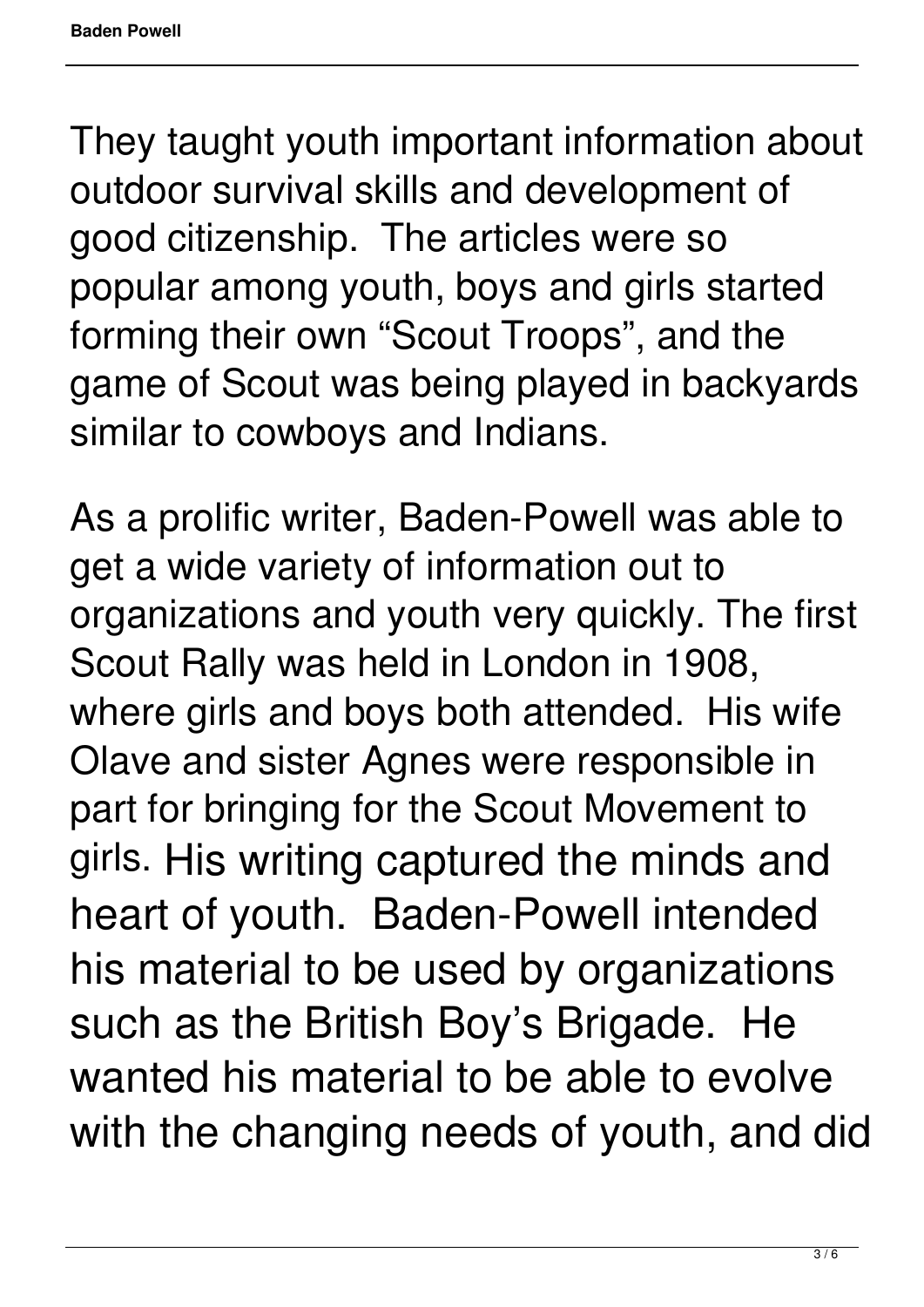They taught youth important information about outdoor survival skills and development of good citizenship.  The articles were so popular among youth, boys and girls started forming their own “Scout Troops”, and the game of Scout was being played in backyards similar to cowboys and Indians.

As a prolific writer, Baden-Powell was able to get a wide variety of information out to organizations and youth very quickly. The first Scout Rally was held in London in 1908, where girls and boys both attended.  His wife Olave and sister Agnes were responsible in part for bringing for the Scout Movement to girls. His writing captured the minds and heart of youth.  Baden-Powell intended his material to be used by organizations such as the British Boy’s Brigade.  He wanted his material to be able to evolve with the changing needs of youth, and did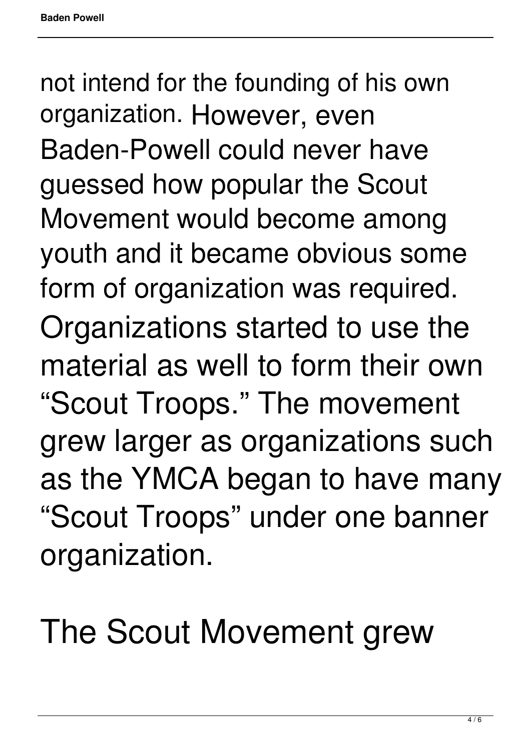not intend for the founding of his own organization. However, even Baden-Powell could never have guessed how popular the Scout Movement would become among youth and it became obvious some form of organization was required. Organizations started to use the material as well to form their own “Scout Troops.” The movement grew larger as organizations such as the YMCA began to have many “Scout Troops” under one banner organization.

The Scout Movement grew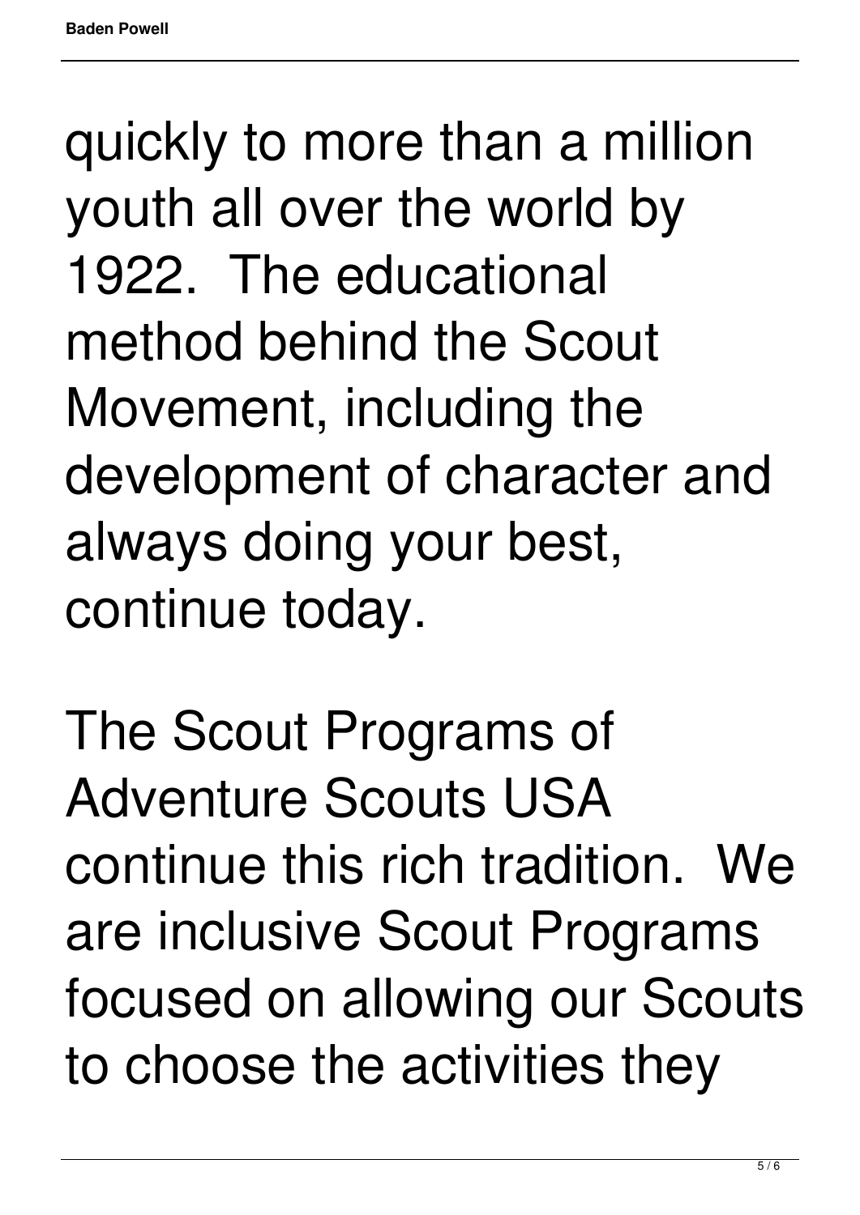quickly to more than a million youth all over the world by 1922. The educational method behind the Scout Movement, including the development of character and always doing your best, continue today.

The Scout Programs of Adventure Scouts USA continue this rich tradition. We are inclusive Scout Programs focused on allowing our Scouts to choose the activities they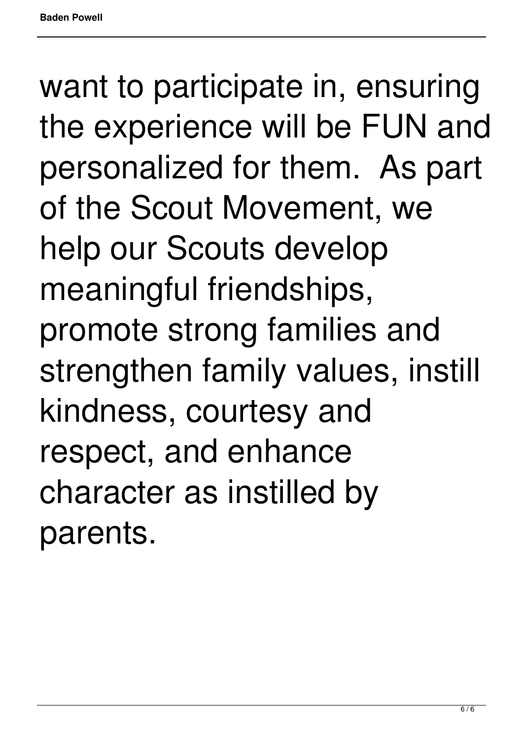want to participate in, ensuring the experience will be FUN and personalized for them. As part of the Scout Movement, we help our Scouts develop meaningful friendships, promote strong families and strengthen family values, instill kindness, courtesy and respect, and enhance character as instilled by parents.